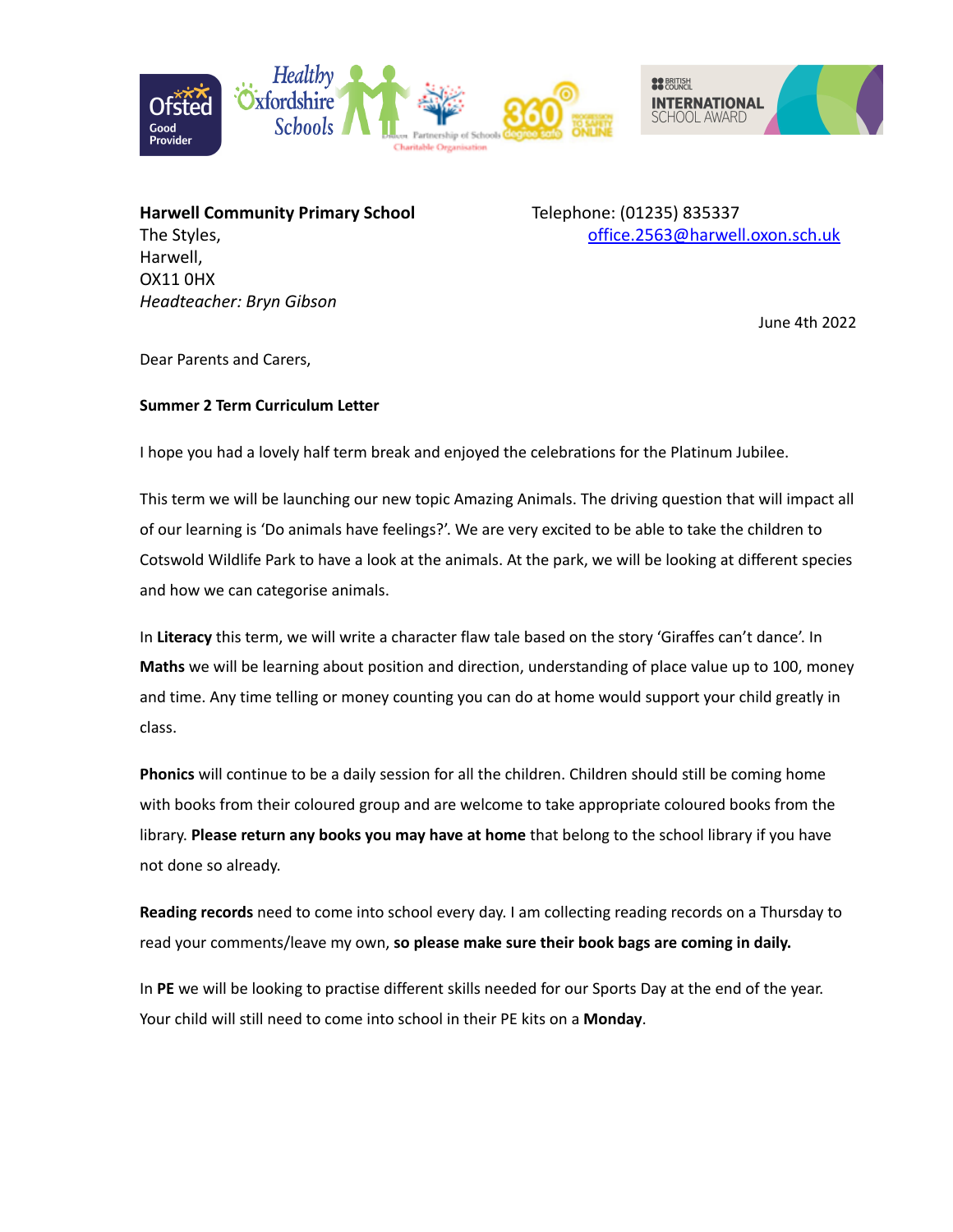**Harwell Community Primary School**
The Styles,
Harwell,
OX11 0HX
*Headteacher: Bryn Gibson*

Telephone: (01235) 835337
office.2563@harwell.oxon.sch.uk

June 4th 2022

Dear Parents and Carers,

**Summer 2 Term Curriculum Letter**

I hope you had a lovely half term break and enjoyed the celebrations for the Platinum Jubilee.

This term we will be launching our new topic Amazing Animals. The driving question that will impact all of our learning is 'Do animals have feelings?'. We are very excited to be able to take the children to Cotswold Wildlife Park to have a look at the animals. At the park, we will be looking at different species and how we can categorise animals.

In **Literacy** this term, we will write a character flaw tale based on the story 'Giraffes can't dance'. In **Maths** we will be learning about position and direction, understanding of place value up to 100, money and time. Any time telling or money counting you can do at home would support your child greatly in class.

**Phonics** will continue to be a daily session for all the children. Children should still be coming home with books from their coloured group and are welcome to take appropriate coloured books from the library. **Please return any books you may have at home** that belong to the school library if you have not done so already.

**Reading records** need to come into school every day. I am collecting reading records on a Thursday to read your comments/leave my own, **so please make sure their book bags are coming in daily.**

In **PE** we will be looking to practise different skills needed for our Sports Day at the end of the year. Your child will still need to come into school in their PE kits on a **Monday**.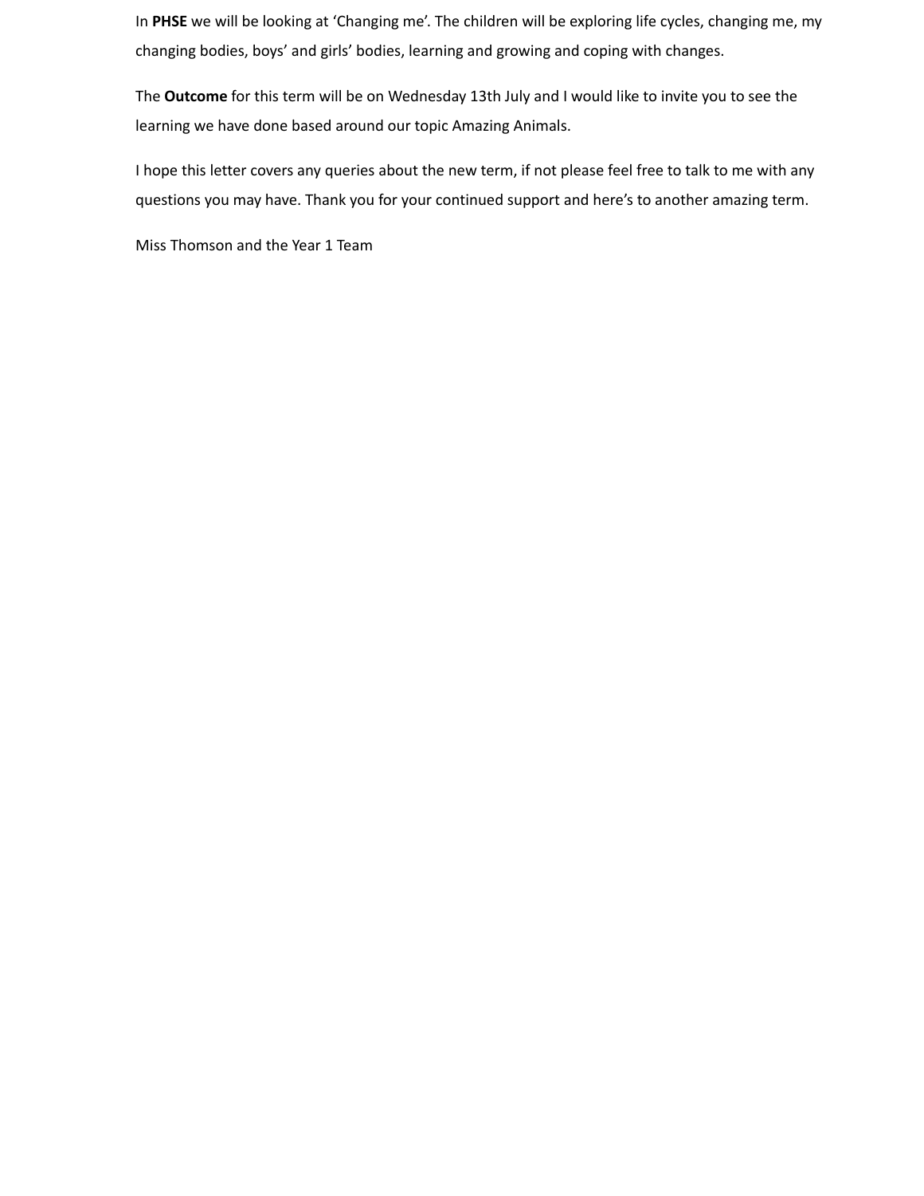In **PHSE** we will be looking at ‘Changing me’. The children will be exploring life cycles, changing me, my changing bodies, boys’ and girls’ bodies, learning and growing and coping with changes.

The **Outcome** for this term will be on Wednesday 13th July and I would like to invite you to see the learning we have done based around our topic Amazing Animals.

I hope this letter covers any queries about the new term, if not please feel free to talk to me with any questions you may have. Thank you for your continued support and here’s to another amazing term.

Miss Thomson and the Year 1 Team